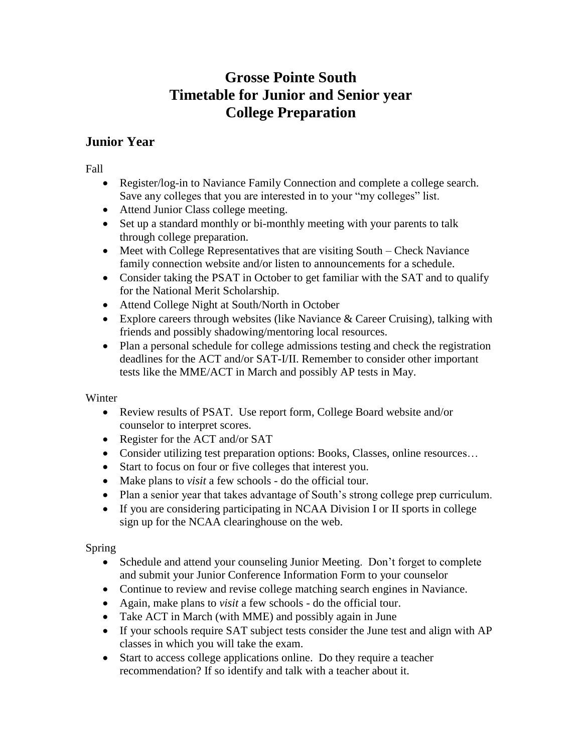# Grosse Pointe South
# Timetable for Junior and Senior year
# College Preparation

## Junior Year

Fall

- Register/log-in to Naviance Family Connection and complete a college search. Save any colleges that you are interested in to your "my colleges" list.
- Attend Junior Class college meeting.
- Set up a standard monthly or bi-monthly meeting with your parents to talk through college preparation.
- Meet with College Representatives that are visiting South – Check Naviance family connection website and/or listen to announcements for a schedule.
- Consider taking the PSAT in October to get familiar with the SAT and to qualify for the National Merit Scholarship.
- Attend College Night at South/North in October
- Explore careers through websites (like Naviance & Career Cruising), talking with friends and possibly shadowing/mentoring local resources.
- Plan a personal schedule for college admissions testing and check the registration deadlines for the ACT and/or SAT-I/II. Remember to consider other important tests like the MME/ACT in March and possibly AP tests in May.

Winter

- Review results of PSAT. Use report form, College Board website and/or counselor to interpret scores.
- Register for the ACT and/or SAT
- Consider utilizing test preparation options: Books, Classes, online resources…
- Start to focus on four or five colleges that interest you.
- Make plans to *visit* a few schools - do the official tour.
- Plan a senior year that takes advantage of South's strong college prep curriculum.
- If you are considering participating in NCAA Division I or II sports in college sign up for the NCAA clearinghouse on the web.

Spring

- Schedule and attend your counseling Junior Meeting. Don't forget to complete and submit your Junior Conference Information Form to your counselor
- Continue to review and revise college matching search engines in Naviance.
- Again, make plans to *visit* a few schools - do the official tour.
- Take ACT in March (with MME) and possibly again in June
- If your schools require SAT subject tests consider the June test and align with AP classes in which you will take the exam.
- Start to access college applications online. Do they require a teacher recommendation? If so identify and talk with a teacher about it.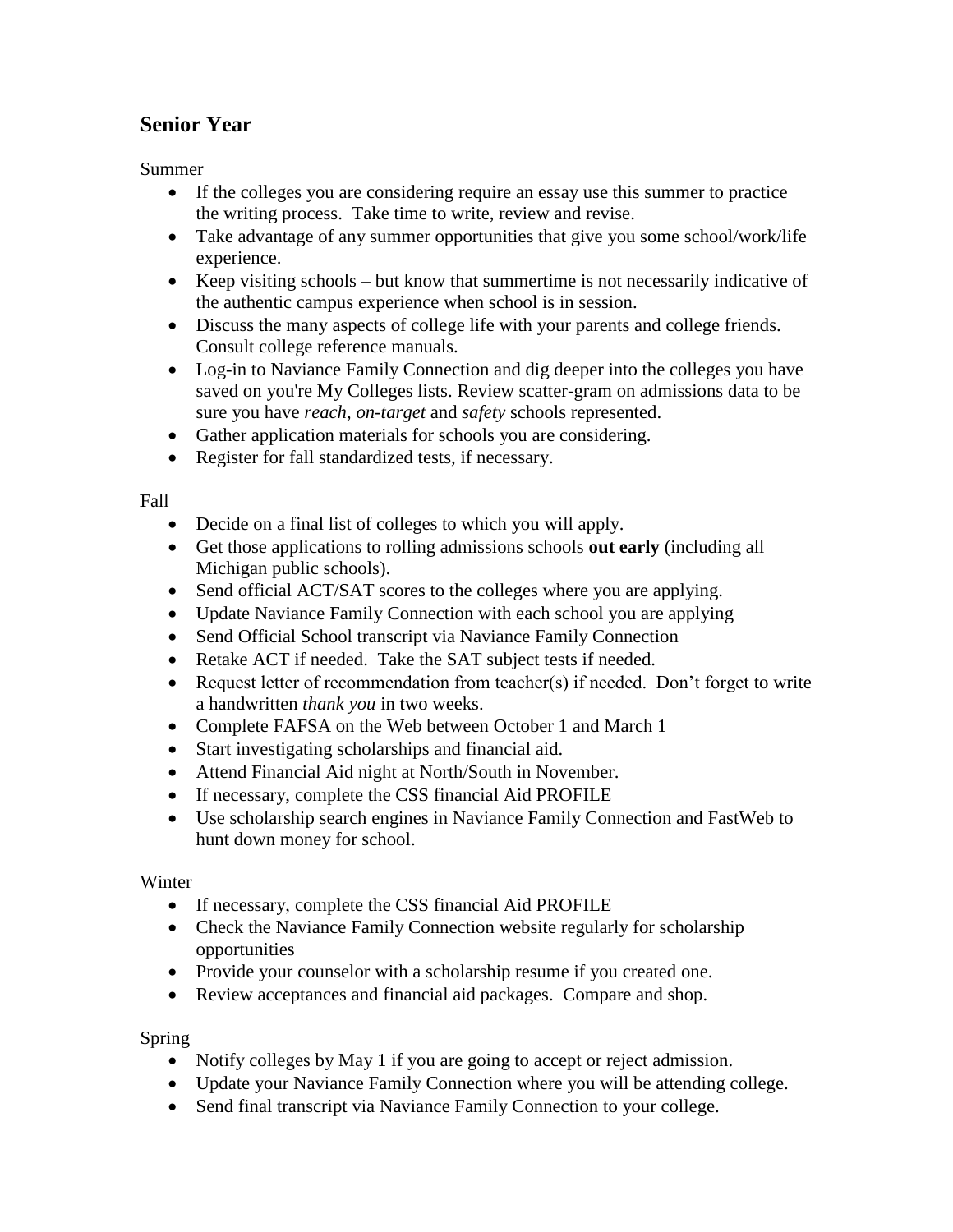## Senior Year

Summer

- If the colleges you are considering require an essay use this summer to practice the writing process. Take time to write, review and revise.
- Take advantage of any summer opportunities that give you some school/work/life experience.
- Keep visiting schools – but know that summertime is not necessarily indicative of the authentic campus experience when school is in session.
- Discuss the many aspects of college life with your parents and college friends. Consult college reference manuals.
- Log-in to Naviance Family Connection and dig deeper into the colleges you have saved on you're My Colleges lists. Review scatter-gram on admissions data to be sure you have *reach*, *on-target* and *safety* schools represented.
- Gather application materials for schools you are considering.
- Register for fall standardized tests, if necessary.

Fall

- Decide on a final list of colleges to which you will apply.
- Get those applications to rolling admissions schools **out early** (including all Michigan public schools).
- Send official ACT/SAT scores to the colleges where you are applying.
- Update Naviance Family Connection with each school you are applying
- Send Official School transcript via Naviance Family Connection
- Retake ACT if needed. Take the SAT subject tests if needed.
- Request letter of recommendation from teacher(s) if needed. Don't forget to write a handwritten *thank you* in two weeks.
- Complete FAFSA on the Web between October 1 and March 1
- Start investigating scholarships and financial aid.
- Attend Financial Aid night at North/South in November.
- If necessary, complete the CSS financial Aid PROFILE
- Use scholarship search engines in Naviance Family Connection and FastWeb to hunt down money for school.

Winter

- If necessary, complete the CSS financial Aid PROFILE
- Check the Naviance Family Connection website regularly for scholarship opportunities
- Provide your counselor with a scholarship resume if you created one.
- Review acceptances and financial aid packages. Compare and shop.

Spring

- Notify colleges by May 1 if you are going to accept or reject admission.
- Update your Naviance Family Connection where you will be attending college.
- Send final transcript via Naviance Family Connection to your college.